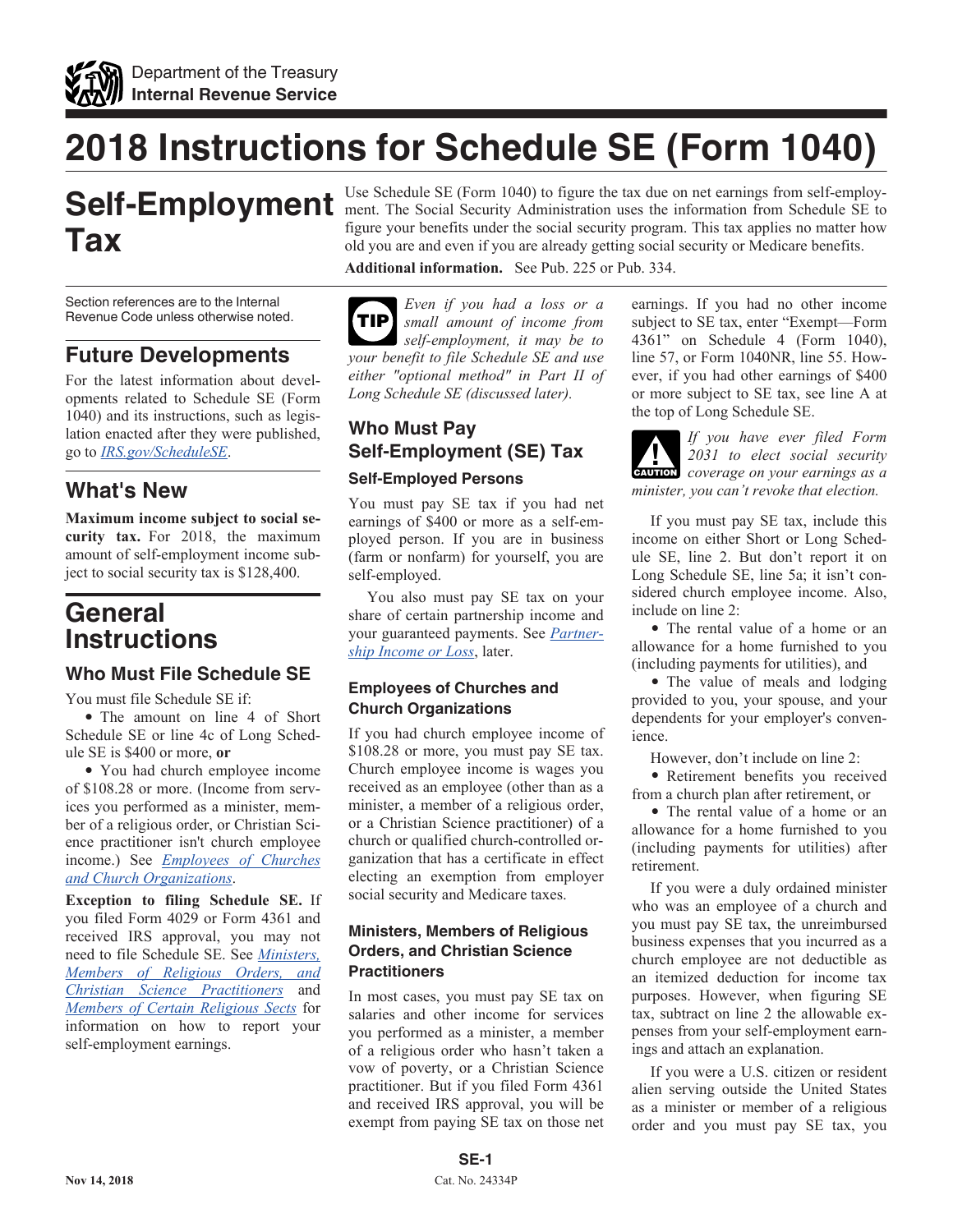Department of the Treasury
**Internal Revenue Service**

# 2018 Instructions for Schedule SE (Form 1040)

# Self-Employment Tax

Use Schedule SE (Form 1040) to figure the tax due on net earnings from self-employment. The Social Security Administration uses the information from Schedule SE to figure your benefits under the social security program. This tax applies no matter how old you are and even if you are already getting social security or Medicare benefits.

**Additional information.** See Pub. 225 or Pub. 334.

Section references are to the Internal Revenue Code unless otherwise noted.

## Future Developments

For the latest information about developments related to Schedule SE (Form 1040) and its instructions, such as legislation enacted after they were published, go to *IRS.gov/ScheduleSE*.

## What's New

**Maximum income subject to social security tax.** For 2018, the maximum amount of self-employment income subject to social security tax is $128,400.

# General Instructions

## Who Must File Schedule SE

You must file Schedule SE if:

- The amount on line 4 of Short Schedule SE or line 4c of Long Schedule SE is $400 or more, **or**
- You had church employee income of $108.28 or more. (Income from services you performed as a minister, member of a religious order, or Christian Science practitioner isn't church employee income.) See *Employees of Churches and Church Organizations*.

**Exception to filing Schedule SE.** If you filed Form 4029 or Form 4361 and received IRS approval, you may not need to file Schedule SE. See *Ministers, Members of Religious Orders, and Christian Science Practitioners* and *Members of Certain Religious Sects* for information on how to report your self-employment earnings.

**TIP:** *Even if you had a loss or a small amount of income from self-employment, it may be to your benefit to file Schedule SE and use either "optional method" in Part II of Long Schedule SE (discussed later).*

## Who Must Pay Self-Employment (SE) Tax

### Self-Employed Persons

You must pay SE tax if you had net earnings of $400 or more as a self-employed person. If you are in business (farm or nonfarm) for yourself, you are self-employed.

You also must pay SE tax on your share of certain partnership income and your guaranteed payments. See *Partnership Income or Loss*, later.

### Employees of Churches and Church Organizations

If you had church employee income of $108.28 or more, you must pay SE tax. Church employee income is wages you received as an employee (other than as a minister, a member of a religious order, or a Christian Science practitioner) of a church or qualified church-controlled organization that has a certificate in effect electing an exemption from employer social security and Medicare taxes.

### Ministers, Members of Religious Orders, and Christian Science Practitioners

In most cases, you must pay SE tax on salaries and other income for services you performed as a minister, a member of a religious order who hasn't taken a vow of poverty, or a Christian Science practitioner. But if you filed Form 4361 and received IRS approval, you will be exempt from paying SE tax on those net earnings. If you had no other income subject to SE tax, enter "Exempt—Form 4361" on Schedule 4 (Form 1040), line 57, or Form 1040NR, line 55. However, if you had other earnings of $400 or more subject to SE tax, see line A at the top of Long Schedule SE.

**CAUTION:** *If you have ever filed Form 2031 to elect social security coverage on your earnings as a minister, you can't revoke that election.*

If you must pay SE tax, include this income on either Short or Long Schedule SE, line 2. But don't report it on Long Schedule SE, line 5a; it isn't considered church employee income. Also, include on line 2:

- The rental value of a home or an allowance for a home furnished to you (including payments for utilities), and
- The value of meals and lodging provided to you, your spouse, and your dependents for your employer's convenience.

However, don't include on line 2:

- Retirement benefits you received from a church plan after retirement, or
- The rental value of a home or an allowance for a home furnished to you (including payments for utilities) after retirement.

If you were a duly ordained minister who was an employee of a church and you must pay SE tax, the unreimbursed business expenses that you incurred as a church employee are not deductible as an itemized deduction for income tax purposes. However, when figuring SE tax, subtract on line 2 the allowable expenses from your self-employment earnings and attach an explanation.

If you were a U.S. citizen or resident alien serving outside the United States as a minister or member of a religious order and you must pay SE tax, you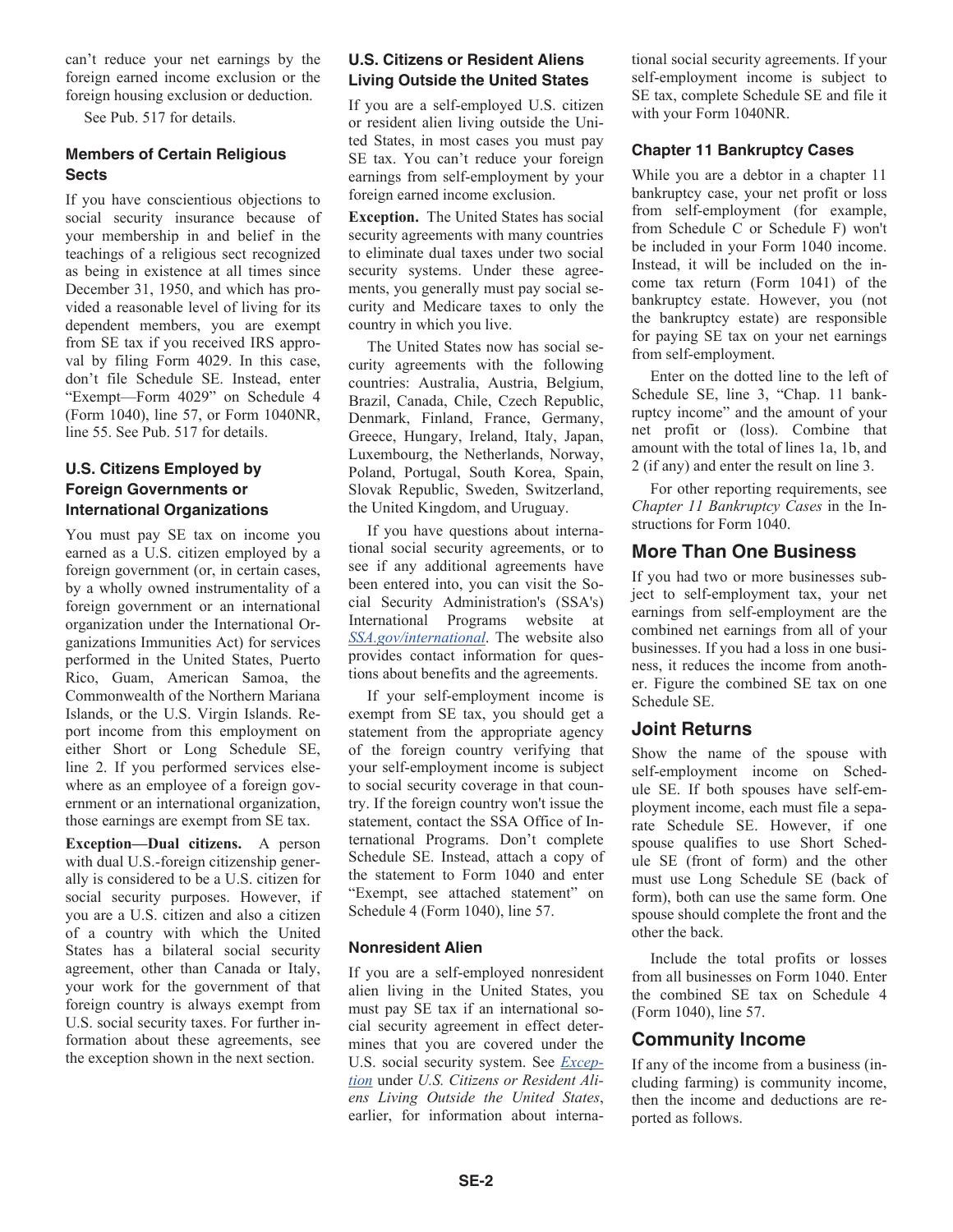can't reduce your net earnings by the foreign earned income exclusion or the foreign housing exclusion or deduction.

See Pub. 517 for details.

### Members of Certain Religious Sects

If you have conscientious objections to social security insurance because of your membership in and belief in the teachings of a religious sect recognized as being in existence at all times since December 31, 1950, and which has provided a reasonable level of living for its dependent members, you are exempt from SE tax if you received IRS approval by filing Form 4029. In this case, don't file Schedule SE. Instead, enter "Exempt—Form 4029" on Schedule 4 (Form 1040), line 57, or Form 1040NR, line 55. See Pub. 517 for details.

### U.S. Citizens Employed by Foreign Governments or International Organizations

You must pay SE tax on income you earned as a U.S. citizen employed by a foreign government (or, in certain cases, by a wholly owned instrumentality of a foreign government or an international organization under the International Organizations Immunities Act) for services performed in the United States, Puerto Rico, Guam, American Samoa, the Commonwealth of the Northern Mariana Islands, or the U.S. Virgin Islands. Report income from this employment on either Short or Long Schedule SE, line 2. If you performed services elsewhere as an employee of a foreign government or an international organization, those earnings are exempt from SE tax.

**Exception—Dual citizens.** A person with dual U.S.-foreign citizenship generally is considered to be a U.S. citizen for social security purposes. However, if you are a U.S. citizen and also a citizen of a country with which the United States has a bilateral social security agreement, other than Canada or Italy, your work for the government of that foreign country is always exempt from U.S. social security taxes. For further information about these agreements, see the exception shown in the next section.

### U.S. Citizens or Resident Aliens Living Outside the United States

If you are a self-employed U.S. citizen or resident alien living outside the United States, in most cases you must pay SE tax. You can't reduce your foreign earnings from self-employment by your foreign earned income exclusion.

**Exception.** The United States has social security agreements with many countries to eliminate dual taxes under two social security systems. Under these agreements, you generally must pay social security and Medicare taxes to only the country in which you live.

The United States now has social security agreements with the following countries: Australia, Austria, Belgium, Brazil, Canada, Chile, Czech Republic, Denmark, Finland, France, Germany, Greece, Hungary, Ireland, Italy, Japan, Luxembourg, the Netherlands, Norway, Poland, Portugal, South Korea, Spain, Slovak Republic, Sweden, Switzerland, the United Kingdom, and Uruguay.

If you have questions about international social security agreements, or to see if any additional agreements have been entered into, you can visit the Social Security Administration's (SSA's) International Programs website at *SSA.gov/international*. The website also provides contact information for questions about benefits and the agreements.

If your self-employment income is exempt from SE tax, you should get a statement from the appropriate agency of the foreign country verifying that your self-employment income is subject to social security coverage in that country. If the foreign country won't issue the statement, contact the SSA Office of International Programs. Don't complete Schedule SE. Instead, attach a copy of the statement to Form 1040 and enter "Exempt, see attached statement" on Schedule 4 (Form 1040), line 57.

### Nonresident Alien

If you are a self-employed nonresident alien living in the United States, you must pay SE tax if an international social security agreement in effect determines that you are covered under the U.S. social security system. See *Exception* under *U.S. Citizens or Resident Aliens Living Outside the United States*, earlier, for information about international social security agreements. If your self-employment income is subject to SE tax, complete Schedule SE and file it with your Form 1040NR.

### Chapter 11 Bankruptcy Cases

While you are a debtor in a chapter 11 bankruptcy case, your net profit or loss from self-employment (for example, from Schedule C or Schedule F) won't be included in your Form 1040 income. Instead, it will be included on the income tax return (Form 1041) of the bankruptcy estate. However, you (not the bankruptcy estate) are responsible for paying SE tax on your net earnings from self-employment.

Enter on the dotted line to the left of Schedule SE, line 3, "Chap. 11 bankruptcy income" and the amount of your net profit or (loss). Combine that amount with the total of lines 1a, 1b, and 2 (if any) and enter the result on line 3.

For other reporting requirements, see *Chapter 11 Bankruptcy Cases* in the Instructions for Form 1040.

## More Than One Business

If you had two or more businesses subject to self-employment tax, your net earnings from self-employment are the combined net earnings from all of your businesses. If you had a loss in one business, it reduces the income from another. Figure the combined SE tax on one Schedule SE.

## Joint Returns

Show the name of the spouse with self-employment income on Schedule SE. If both spouses have self-employment income, each must file a separate Schedule SE. However, if one spouse qualifies to use Short Schedule SE (front of form) and the other must use Long Schedule SE (back of form), both can use the same form. One spouse should complete the front and the other the back.

Include the total profits or losses from all businesses on Form 1040. Enter the combined SE tax on Schedule 4 (Form 1040), line 57.

## Community Income

If any of the income from a business (including farming) is community income, then the income and deductions are reported as follows.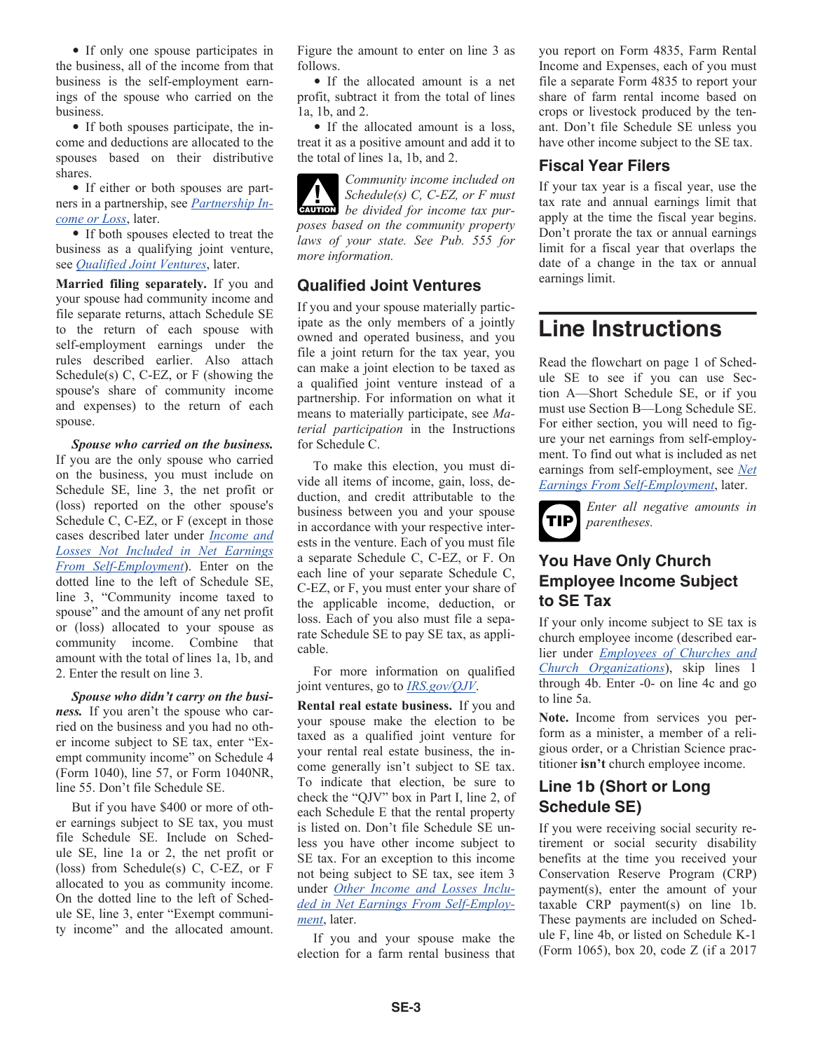- If only one spouse participates in the business, all of the income from that business is the self-employment earnings of the spouse who carried on the business.
- If both spouses participate, the income and deductions are allocated to the spouses based on their distributive shares.
- If either or both spouses are partners in a partnership, see *Partnership Income or Loss*, later.
- If both spouses elected to treat the business as a qualifying joint venture, see *Qualified Joint Ventures*, later.

**Married filing separately.** If you and your spouse had community income and file separate returns, attach Schedule SE to the return of each spouse with self-employment earnings under the rules described earlier. Also attach Schedule(s) C, C-EZ, or F (showing the spouse's share of community income and expenses) to the return of each spouse.

***Spouse who carried on the business.*** If you are the only spouse who carried on the business, you must include on Schedule SE, line 3, the net profit or (loss) reported on the other spouse's Schedule C, C-EZ, or F (except in those cases described later under *Income and Losses Not Included in Net Earnings From Self-Employment*). Enter on the dotted line to the left of Schedule SE, line 3, "Community income taxed to spouse" and the amount of any net profit or (loss) allocated to your spouse as community income. Combine that amount with the total of lines 1a, 1b, and 2. Enter the result on line 3.

***Spouse who didn't carry on the business.*** If you aren't the spouse who carried on the business and you had no other income subject to SE tax, enter "Exempt community income" on Schedule 4 (Form 1040), line 57, or Form 1040NR, line 55. Don't file Schedule SE.

But if you have $400 or more of other earnings subject to SE tax, you must file Schedule SE. Include on Schedule SE, line 1a or 2, the net profit or (loss) from Schedule(s) C, C-EZ, or F allocated to you as community income. On the dotted line to the left of Schedule SE, line 3, enter "Exempt community income" and the allocated amount. Figure the amount to enter on line 3 as follows.

- If the allocated amount is a net profit, subtract it from the total of lines 1a, 1b, and 2.
- If the allocated amount is a loss, treat it as a positive amount and add it to the total of lines 1a, 1b, and 2.

**CAUTION** *Community income included on Schedule(s) C, C-EZ, or F must be divided for income tax purposes based on the community property laws of your state. See Pub. 555 for more information.*

### Qualified Joint Ventures

If you and your spouse materially participate as the only members of a jointly owned and operated business, and you file a joint return for the tax year, you can make a joint election to be taxed as a qualified joint venture instead of a partnership. For information on what it means to materially participate, see *Material participation* in the Instructions for Schedule C.

To make this election, you must divide all items of income, gain, loss, deduction, and credit attributable to the business between you and your spouse in accordance with your respective interests in the venture. Each of you must file a separate Schedule C, C-EZ, or F. On each line of your separate Schedule C, C-EZ, or F, you must enter your share of the applicable income, deduction, or loss. Each of you also must file a separate Schedule SE to pay SE tax, as applicable.

For more information on qualified joint ventures, go to *IRS.gov/QJV*.

**Rental real estate business.** If you and your spouse make the election to be taxed as a qualified joint venture for your rental real estate business, the income generally isn't subject to SE tax. To indicate that election, be sure to check the "QJV" box in Part I, line 2, of each Schedule E that the rental property is listed on. Don't file Schedule SE unless you have other income subject to SE tax. For an exception to this income not being subject to SE tax, see item 3 under *Other Income and Losses Included in Net Earnings From Self-Employment*, later.

If you and your spouse make the election for a farm rental business that you report on Form 4835, Farm Rental Income and Expenses, each of you must file a separate Form 4835 to report your share of farm rental income based on crops or livestock produced by the tenant. Don't file Schedule SE unless you have other income subject to the SE tax.

### Fiscal Year Filers

If your tax year is a fiscal year, use the tax rate and annual earnings limit that apply at the time the fiscal year begins. Don't prorate the tax or annual earnings limit for a fiscal year that overlaps the date of a change in the tax or annual earnings limit.

# Line Instructions

Read the flowchart on page 1 of Schedule SE to see if you can use Section A—Short Schedule SE, or if you must use Section B—Long Schedule SE. For either section, you will need to figure your net earnings from self-employment. To find out what is included as net earnings from self-employment, see *Net Earnings From Self-Employment*, later.

**TIP** *Enter all negative amounts in parentheses.*

### You Have Only Church Employee Income Subject to SE Tax

If your only income subject to SE tax is church employee income (described earlier under *Employees of Churches and Church Organizations*), skip lines 1 through 4b. Enter -0- on line 4c and go to line 5a.

**Note.** Income from services you perform as a minister, a member of a religious order, or a Christian Science practitioner **isn't** church employee income.

### Line 1b (Short or Long Schedule SE)

If you were receiving social security retirement or social security disability benefits at the time you received your Conservation Reserve Program (CRP) payment(s), enter the amount of your taxable CRP payment(s) on line 1b. These payments are included on Schedule F, line 4b, or listed on Schedule K-1 (Form 1065), box 20, code Z (if a 2017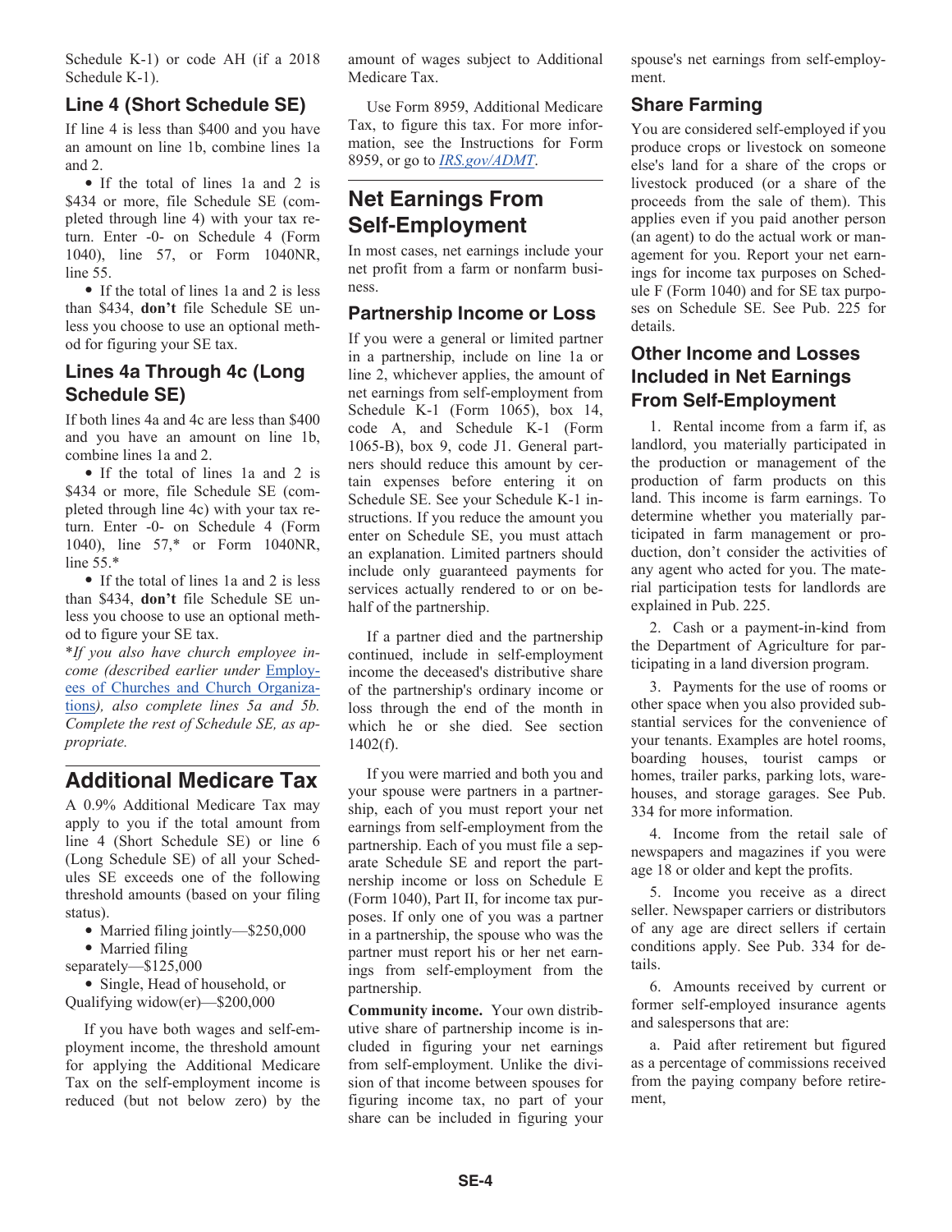Schedule K-1) or code AH (if a 2018 Schedule K-1).

### Line 4 (Short Schedule SE)

If line 4 is less than $400 and you have an amount on line 1b, combine lines 1a and 2.

- If the total of lines 1a and 2 is $434 or more, file Schedule SE (completed through line 4) with your tax return. Enter -0- on Schedule 4 (Form 1040), line 57, or Form 1040NR, line 55.
- If the total of lines 1a and 2 is less than $434, **don't** file Schedule SE unless you choose to use an optional method for figuring your SE tax.

### Lines 4a Through 4c (Long Schedule SE)

If both lines 4a and 4c are less than $400 and you have an amount on line 1b, combine lines 1a and 2.

- If the total of lines 1a and 2 is $434 or more, file Schedule SE (completed through line 4c) with your tax return. Enter -0- on Schedule 4 (Form 1040), line 57,* or Form 1040NR, line 55.*
- If the total of lines 1a and 2 is less than $434, **don't** file Schedule SE unless you choose to use an optional method to figure your SE tax.

**If you also have church employee income (described earlier under Employees of Churches and Church Organizations), also complete lines 5a and 5b. Complete the rest of Schedule SE, as appropriate.*

## Additional Medicare Tax

A 0.9% Additional Medicare Tax may apply to you if the total amount from line 4 (Short Schedule SE) or line 6 (Long Schedule SE) of all your Schedules SE exceeds one of the following threshold amounts (based on your filing status).

- Married filing jointly—$250,000
- Married filing separately—$125,000
- Single, Head of household, or Qualifying widow(er)—$200,000

If you have both wages and self-employment income, the threshold amount for applying the Additional Medicare Tax on the self-employment income is reduced (but not below zero) by the amount of wages subject to Additional Medicare Tax.

Use Form 8959, Additional Medicare Tax, to figure this tax. For more information, see the Instructions for Form 8959, or go to *IRS.gov/ADMT*.

## Net Earnings From Self-Employment

In most cases, net earnings include your net profit from a farm or nonfarm business.

### Partnership Income or Loss

If you were a general or limited partner in a partnership, include on line 1a or line 2, whichever applies, the amount of net earnings from self-employment from Schedule K-1 (Form 1065), box 14, code A, and Schedule K-1 (Form 1065-B), box 9, code J1. General partners should reduce this amount by certain expenses before entering it on Schedule SE. See your Schedule K-1 instructions. If you reduce the amount you enter on Schedule SE, you must attach an explanation. Limited partners should include only guaranteed payments for services actually rendered to or on behalf of the partnership.

If a partner died and the partnership continued, include in self-employment income the deceased's distributive share of the partnership's ordinary income or loss through the end of the month in which he or she died. See section 1402(f).

If you were married and both you and your spouse were partners in a partnership, each of you must report your net earnings from self-employment from the partnership. Each of you must file a separate Schedule SE and report the partnership income or loss on Schedule E (Form 1040), Part II, for income tax purposes. If only one of you was a partner in a partnership, the spouse who was the partner must report his or her net earnings from self-employment from the partnership.

**Community income.** Your own distributive share of partnership income is included in figuring your net earnings from self-employment. Unlike the division of that income between spouses for figuring income tax, no part of your share can be included in figuring your spouse's net earnings from self-employment.

### Share Farming

You are considered self-employed if you produce crops or livestock on someone else's land for a share of the crops or livestock produced (or a share of the proceeds from the sale of them). This applies even if you paid another person (an agent) to do the actual work or management for you. Report your net earnings for income tax purposes on Schedule F (Form 1040) and for SE tax purposes on Schedule SE. See Pub. 225 for details.

### Other Income and Losses Included in Net Earnings From Self-Employment

1. Rental income from a farm if, as landlord, you materially participated in the production or management of the production of farm products on this land. This income is farm earnings. To determine whether you materially participated in farm management or production, don't consider the activities of any agent who acted for you. The material participation tests for landlords are explained in Pub. 225.

2. Cash or a payment-in-kind from the Department of Agriculture for participating in a land diversion program.

3. Payments for the use of rooms or other space when you also provided substantial services for the convenience of your tenants. Examples are hotel rooms, boarding houses, tourist camps or homes, trailer parks, parking lots, warehouses, and storage garages. See Pub. 334 for more information.

4. Income from the retail sale of newspapers and magazines if you were age 18 or older and kept the profits.

5. Income you receive as a direct seller. Newspaper carriers or distributors of any age are direct sellers if certain conditions apply. See Pub. 334 for details.

6. Amounts received by current or former self-employed insurance agents and salespersons that are:

a. Paid after retirement but figured as a percentage of commissions received from the paying company before retirement,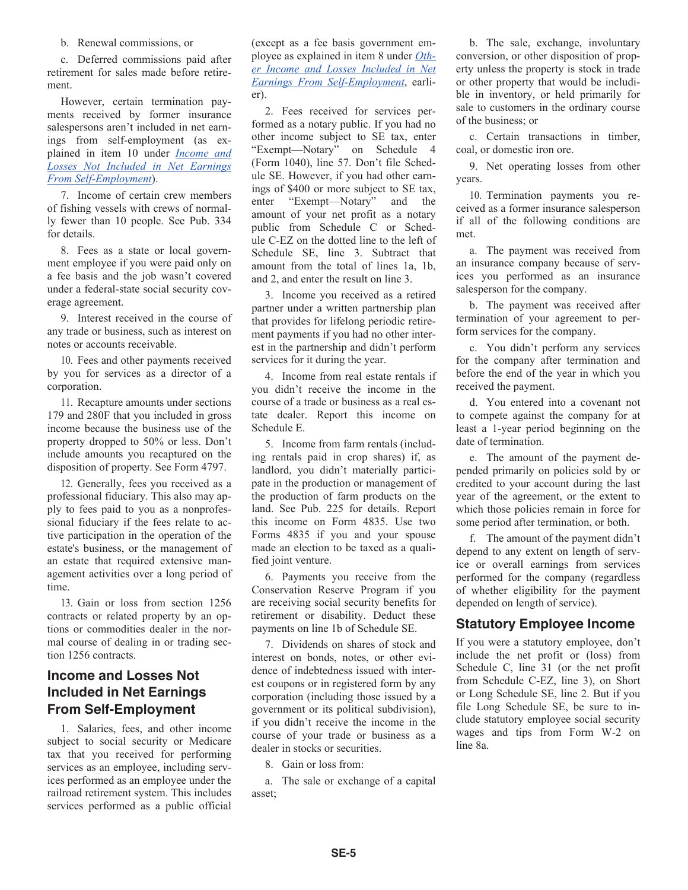b. Renewal commissions, or

c. Deferred commissions paid after retirement for sales made before retirement.

However, certain termination payments received by former insurance salespersons aren't included in net earnings from self-employment (as explained in item 10 under *Income and Losses Not Included in Net Earnings From Self-Employment*).

7. Income of certain crew members of fishing vessels with crews of normally fewer than 10 people. See Pub. 334 for details.

8. Fees as a state or local government employee if you were paid only on a fee basis and the job wasn't covered under a federal-state social security coverage agreement.

9. Interest received in the course of any trade or business, such as interest on notes or accounts receivable.

10. Fees and other payments received by you for services as a director of a corporation.

11. Recapture amounts under sections 179 and 280F that you included in gross income because the business use of the property dropped to 50% or less. Don't include amounts you recaptured on the disposition of property. See Form 4797.

12. Generally, fees you received as a professional fiduciary. This also may apply to fees paid to you as a nonprofessional fiduciary if the fees relate to active participation in the operation of the estate's business, or the management of an estate that required extensive management activities over a long period of time.

13. Gain or loss from section 1256 contracts or related property by an options or commodities dealer in the normal course of dealing in or trading section 1256 contracts.

## Income and Losses Not Included in Net Earnings From Self-Employment

1. Salaries, fees, and other income subject to social security or Medicare tax that you received for performing services as an employee, including services performed as an employee under the railroad retirement system. This includes services performed as a public official (except as a fee basis government employee as explained in item 8 under *Other Income and Losses Included in Net Earnings From Self-Employment*, earlier).

2. Fees received for services performed as a notary public. If you had no other income subject to SE tax, enter "Exempt—Notary" on Schedule 4 (Form 1040), line 57. Don't file Schedule SE. However, if you had other earnings of $400 or more subject to SE tax, enter "Exempt—Notary" and the amount of your net profit as a notary public from Schedule C or Schedule C-EZ on the dotted line to the left of Schedule SE, line 3. Subtract that amount from the total of lines 1a, 1b, and 2, and enter the result on line 3.

3. Income you received as a retired partner under a written partnership plan that provides for lifelong periodic retirement payments if you had no other interest in the partnership and didn't perform services for it during the year.

4. Income from real estate rentals if you didn't receive the income in the course of a trade or business as a real estate dealer. Report this income on Schedule E.

5. Income from farm rentals (including rentals paid in crop shares) if, as landlord, you didn't materially participate in the production or management of the production of farm products on the land. See Pub. 225 for details. Report this income on Form 4835. Use two Forms 4835 if you and your spouse made an election to be taxed as a qualified joint venture.

6. Payments you receive from the Conservation Reserve Program if you are receiving social security benefits for retirement or disability. Deduct these payments on line 1b of Schedule SE.

7. Dividends on shares of stock and interest on bonds, notes, or other evidence of indebtedness issued with interest coupons or in registered form by any corporation (including those issued by a government or its political subdivision), if you didn't receive the income in the course of your trade or business as a dealer in stocks or securities.

8. Gain or loss from:

a. The sale or exchange of a capital asset;

b. The sale, exchange, involuntary conversion, or other disposition of property unless the property is stock in trade or other property that would be includible in inventory, or held primarily for sale to customers in the ordinary course of the business; or

c. Certain transactions in timber, coal, or domestic iron ore.

9. Net operating losses from other years.

10. Termination payments you received as a former insurance salesperson if all of the following conditions are met.

a. The payment was received from an insurance company because of services you performed as an insurance salesperson for the company.

b. The payment was received after termination of your agreement to perform services for the company.

c. You didn't perform any services for the company after termination and before the end of the year in which you received the payment.

d. You entered into a covenant not to compete against the company for at least a 1-year period beginning on the date of termination.

e. The amount of the payment depended primarily on policies sold by or credited to your account during the last year of the agreement, or the extent to which those policies remain in force for some period after termination, or both.

f. The amount of the payment didn't depend to any extent on length of service or overall earnings from services performed for the company (regardless of whether eligibility for the payment depended on length of service).

## Statutory Employee Income

If you were a statutory employee, don't include the net profit or (loss) from Schedule C, line 31 (or the net profit from Schedule C-EZ, line 3), on Short or Long Schedule SE, line 2. But if you file Long Schedule SE, be sure to include statutory employee social security wages and tips from Form W-2 on line 8a.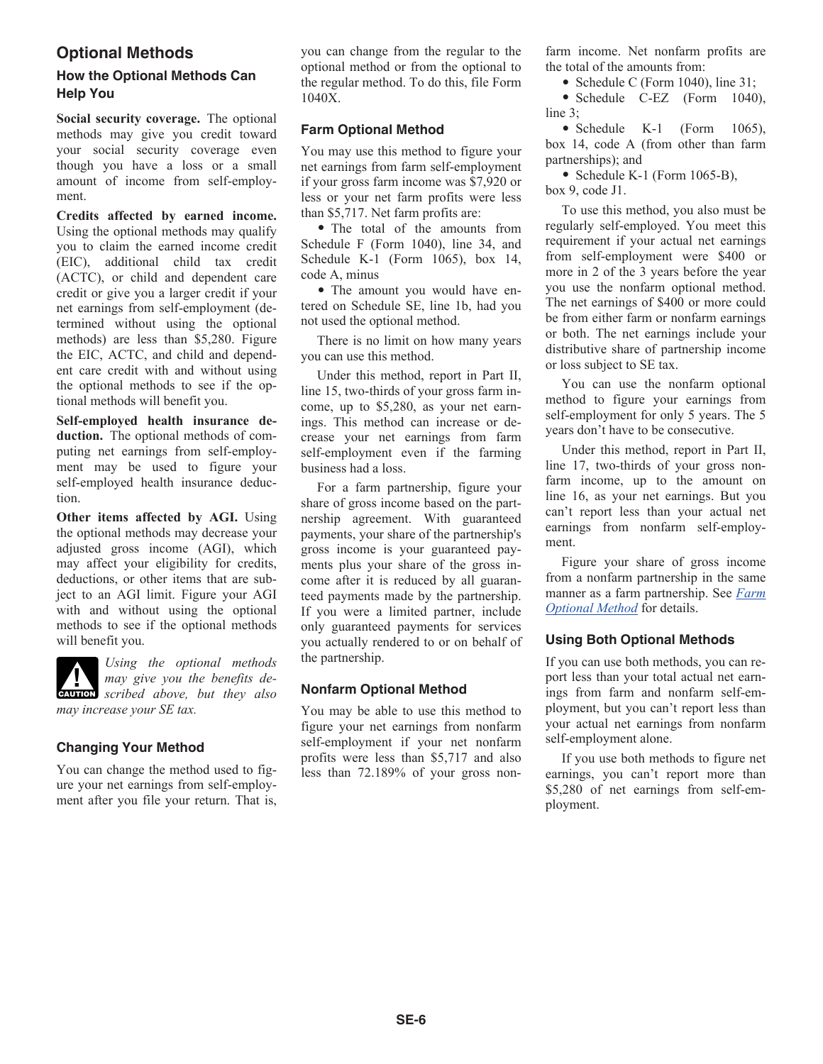## Optional Methods

### How the Optional Methods Can Help You

**Social security coverage.** The optional methods may give you credit toward your social security coverage even though you have a loss or a small amount of income from self-employment.

**Credits affected by earned income.** Using the optional methods may qualify you to claim the earned income credit (EIC), additional child tax credit (ACTC), or child and dependent care credit or give you a larger credit if your net earnings from self-employment (determined without using the optional methods) are less than $5,280. Figure the EIC, ACTC, and child and dependent care credit with and without using the optional methods to see if the optional methods will benefit you.

**Self-employed health insurance deduction.** The optional methods of computing net earnings from self-employment may be used to figure your self-employed health insurance deduction.

**Other items affected by AGI.** Using the optional methods may decrease your adjusted gross income (AGI), which may affect your eligibility for credits, deductions, or other items that are subject to an AGI limit. Figure your AGI with and without using the optional methods to see if the optional methods will benefit you.

**CAUTION:** *Using the optional methods may give you the benefits described above, but they also may increase your SE tax.*

### Changing Your Method

You can change the method used to figure your net earnings from self-employment after you file your return. That is, you can change from the regular to the optional method or from the optional to the regular method. To do this, file Form 1040X.

### Farm Optional Method

You may use this method to figure your net earnings from farm self-employment if your gross farm income was $7,920 or less or your net farm profits were less than $5,717. Net farm profits are:

- The total of the amounts from Schedule F (Form 1040), line 34, and Schedule K-1 (Form 1065), box 14, code A, minus
- The amount you would have entered on Schedule SE, line 1b, had you not used the optional method.

There is no limit on how many years you can use this method.

Under this method, report in Part II, line 15, two-thirds of your gross farm income, up to $5,280, as your net earnings. This method can increase or decrease your net earnings from farm self-employment even if the farming business had a loss.

For a farm partnership, figure your share of gross income based on the partnership agreement. With guaranteed payments, your share of the partnership's gross income is your guaranteed payments plus your share of the gross income after it is reduced by all guaranteed payments made by the partnership. If you were a limited partner, include only guaranteed payments for services you actually rendered to or on behalf of the partnership.

### Nonfarm Optional Method

You may be able to use this method to figure your net earnings from nonfarm self-employment if your net nonfarm profits were less than $5,717 and also less than 72.189% of your gross nonfarm income. Net nonfarm profits are the total of the amounts from:

- Schedule C (Form 1040), line 31;
- Schedule C-EZ (Form 1040), line 3;
- Schedule K-1 (Form 1065), box 14, code A (from other than farm partnerships); and
- Schedule K-1 (Form 1065-B), box 9, code J1.

To use this method, you also must be regularly self-employed. You meet this requirement if your actual net earnings from self-employment were $400 or more in 2 of the 3 years before the year you use the nonfarm optional method. The net earnings of $400 or more could be from either farm or nonfarm earnings or both. The net earnings include your distributive share of partnership income or loss subject to SE tax.

You can use the nonfarm optional method to figure your earnings from self-employment for only 5 years. The 5 years don't have to be consecutive.

Under this method, report in Part II, line 17, two-thirds of your gross nonfarm income, up to the amount on line 16, as your net earnings. But you can't report less than your actual net earnings from nonfarm self-employment.

Figure your share of gross income from a nonfarm partnership in the same manner as a farm partnership. See *Farm Optional Method* for details.

### Using Both Optional Methods

If you can use both methods, you can report less than your total actual net earnings from farm and nonfarm self-employment, but you can't report less than your actual net earnings from nonfarm self-employment alone.

If you use both methods to figure net earnings, you can't report more than $5,280 of net earnings from self-employment.